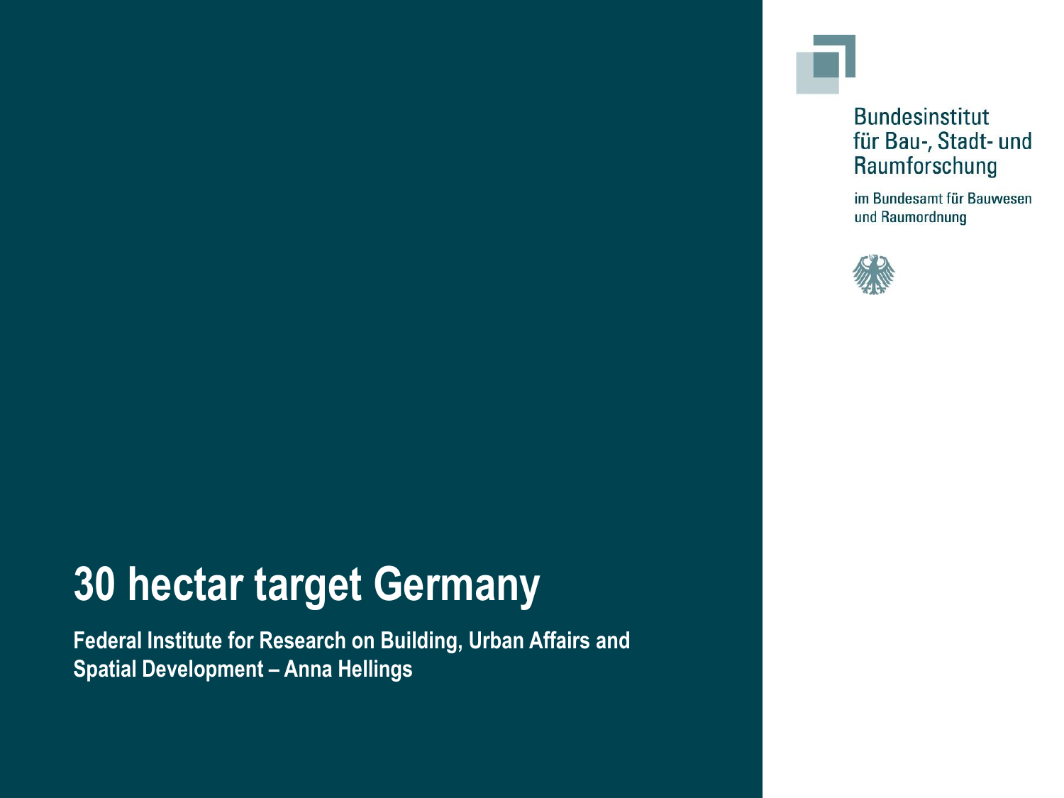Bundesinstitut
für Bau-, Stadt- und
Raumforschung

im Bundesamt für Bauwesen
und Raumordnung

# 30 hectar target Germany

**Federal Institute for Research on Building, Urban Affairs and Spatial Development – Anna Hellings**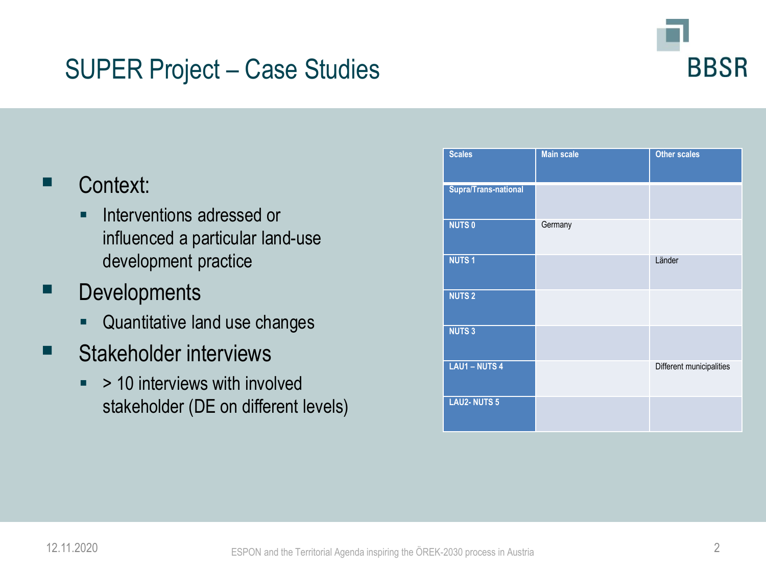# SUPER Project – Case Studies

- Context:
  - Interventions adressed or influenced a particular land-use development practice
- Developments
  - Quantitative land use changes
- Stakeholder interviews
  - > 10 interviews with involved stakeholder (DE on different levels)

| Scales | Main scale | Other scales |
|---|---|---|
| Supra/Trans-national | | |
| NUTS 0 | Germany | |
| NUTS 1 | | Länder |
| NUTS 2 | | |
| NUTS 3 | | |
| LAU1 – NUTS 4 | | Different municipalities |
| LAU2- NUTS 5 | | |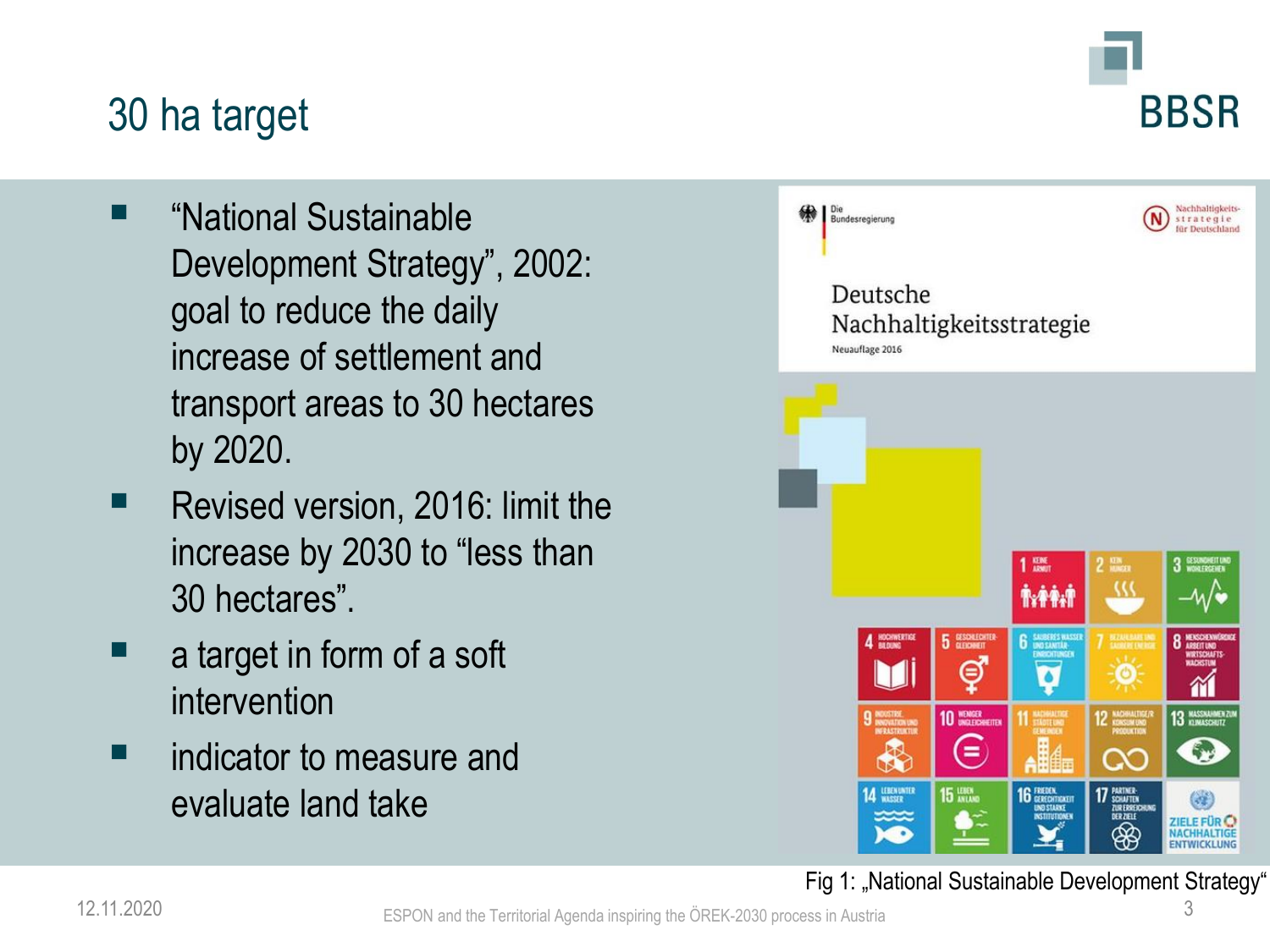# 30 ha target

- "National Sustainable Development Strategy", 2002: goal to reduce the daily increase of settlement and transport areas to 30 hectares by 2020.
- Revised version, 2016: limit the increase by 2030 to "less than 30 hectares".
- a target in form of a soft intervention
- indicator to measure and evaluate land take

Fig 1: „National Sustainable Development Strategy"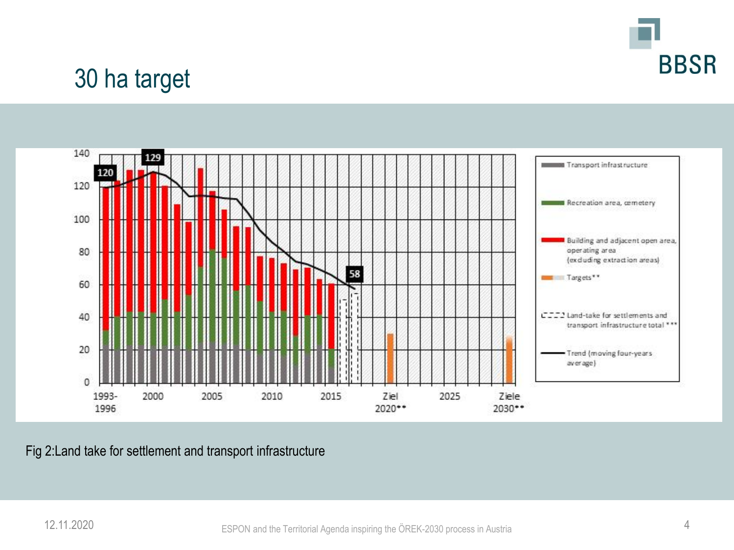# 30 ha target

Fig 2:Land take for settlement and transport infrastructure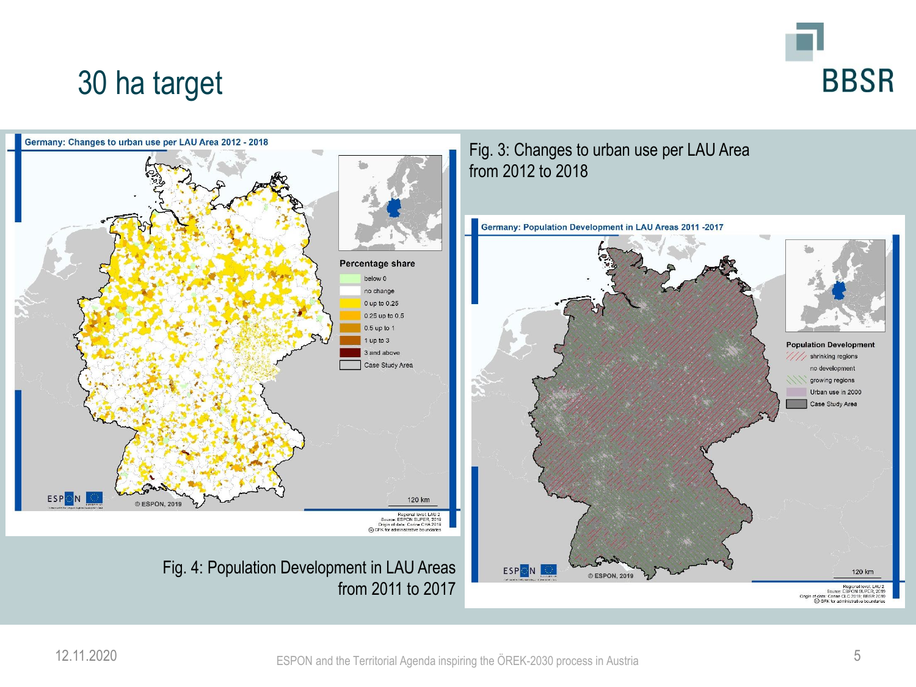# 30 ha target

**Germany: Changes to urban use per LAU Area 2012 - 2018**

Percentage share

- below 0
- no change
- 0 up to 0.25
- 0.25 up to 0.5
- 0.5 up to 1
- 1 up to 3
- 3 and above
- Case Study Area

© ESPON, 2019

120 km

Regional level: LAU 2
Source: ESPON SUPER, 2019
Origin of data: Conne CHA 2019
© GFK for administrative boundaries

Fig. 3: Changes to urban use per LAU Area from 2012 to 2018

**Germany: Population Development in LAU Areas 2011 -2017**

Population Development

- shrinking regions
- no development
- growing regions
- Urban use in 2000
- Case Study Area

© ESPON, 2019

120 km

Regional level: LAU 2
Source: ESPON SUPER, 2019
Origin of data: Conne CLC 2019; BBSR 2019
© GFK for administrative boundaries

Fig. 4: Population Development in LAU Areas from 2011 to 2017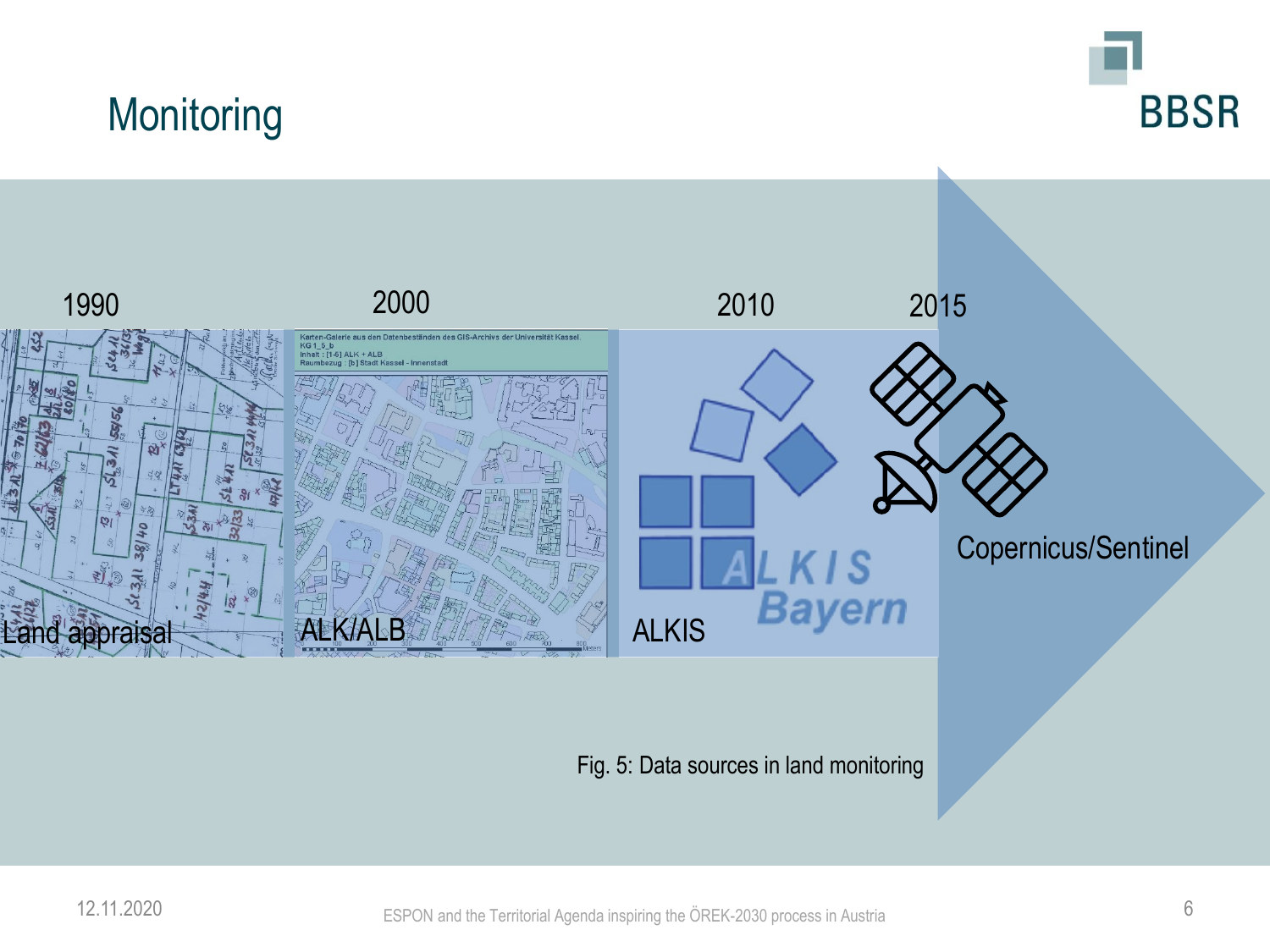# Monitoring

1990 | 2000 | 2010 | 2015

Land appraisal | ALK/ALB | ALKIS | Copernicus/Sentinel

Fig. 5: Data sources in land monitoring

12.11.2020

ESPON and the Territorial Agenda inspiring the ÖREK-2030 process in Austria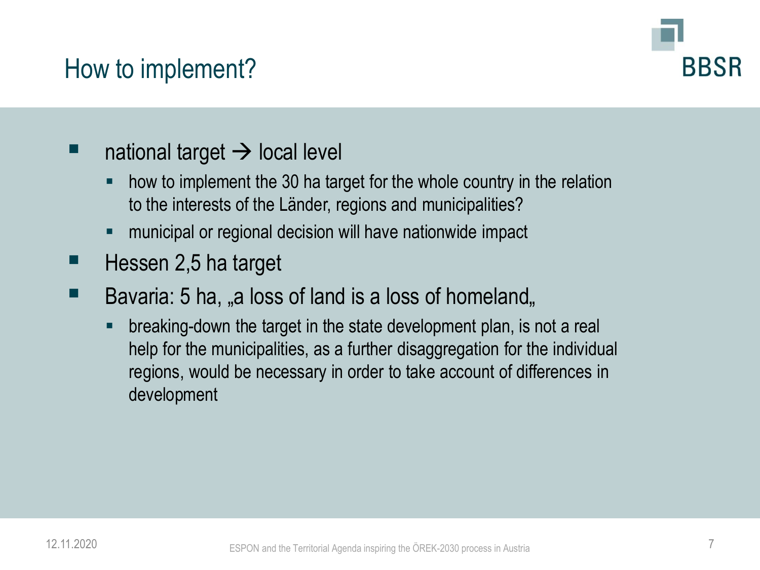# How to implement?

- national target → local level
  - how to implement the 30 ha target for the whole country in the relation to the interests of the Länder, regions and municipalities?
  - municipal or regional decision will have nationwide impact
- Hessen 2,5 ha target
- Bavaria: 5 ha, „a loss of land is a loss of homeland„
  - breaking-down the target in the state development plan, is not a real help for the municipalities, as a further disaggregation for the individual regions, would be necessary in order to take account of differences in development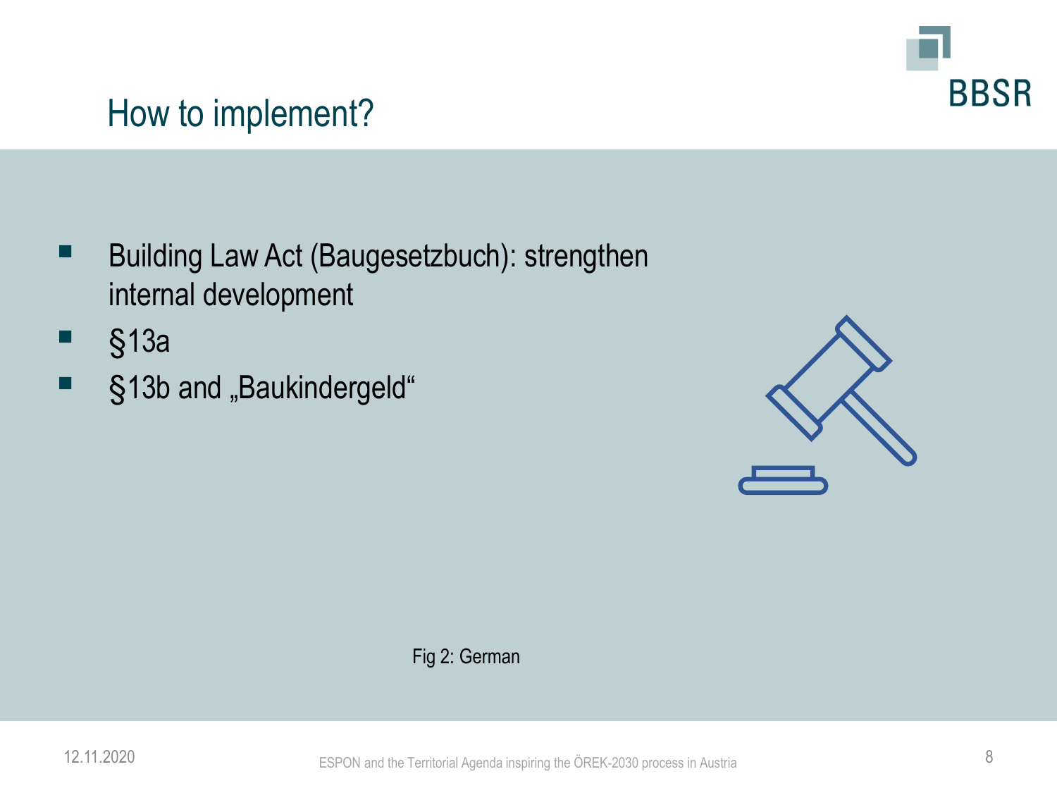# How to implement?

- Building Law Act (Baugesetzbuch): strengthen internal development
- §13a
- §13b and „Baukindergeld“

Fig 2: German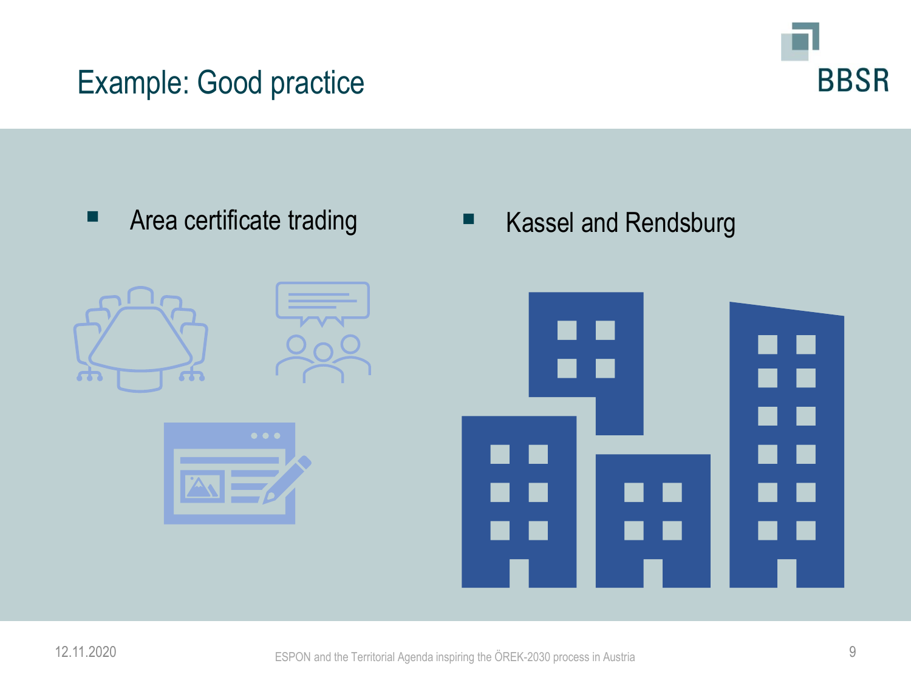# Example: Good practice

- Area certificate trading
- Kassel and Rendsburg